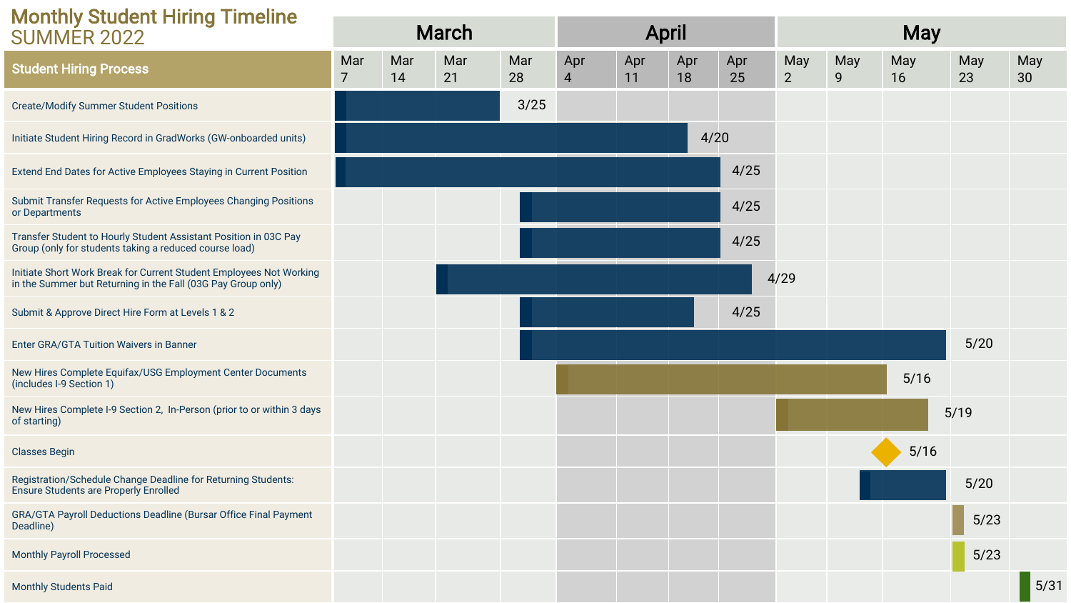# Monthly Student Hiring Timeline

## SUMMER 2022

| Student Hiring Process | End Date |
| --- | --- |
| Create/Modify Summer Student Positions | 3/25 |
| Initiate Student Hiring Record in GradWorks (GW-onboarded units) | 4/20 |
| Extend End Dates for Active Employees Staying in Current Position | 4/25 |
| Submit Transfer Requests for Active Employees Changing Positions or Departments | 4/25 |
| Transfer Student to Hourly Student Assistant Position in 03C Pay Group (only for students taking a reduced course load) | 4/25 |
| Initiate Short Work Break for Current Student Employees Not Working in the Summer but Returning in the Fall (03G Pay Group only) | 4/29 |
| Submit & Approve Direct Hire Form at Levels 1 & 2 | 4/25 |
| Enter GRA/GTA Tuition Waivers in Banner | 5/20 |
| New Hires Complete Equifax/USG Employment Center Documents (includes I-9 Section 1) | 5/16 |
| New Hires Complete I-9 Section 2, In-Person (prior to or within 3 days of starting) | 5/19 |
| Classes Begin | 5/16 |
| Registration/Schedule Change Deadline for Returning Students: Ensure Students are Properly Enrolled | 5/20 |
| GRA/GTA Payroll Deductions Deadline (Bursar Office Final Payment Deadline) | 5/23 |
| Monthly Payroll Processed | 5/23 |
| Monthly Students Paid | 5/31 |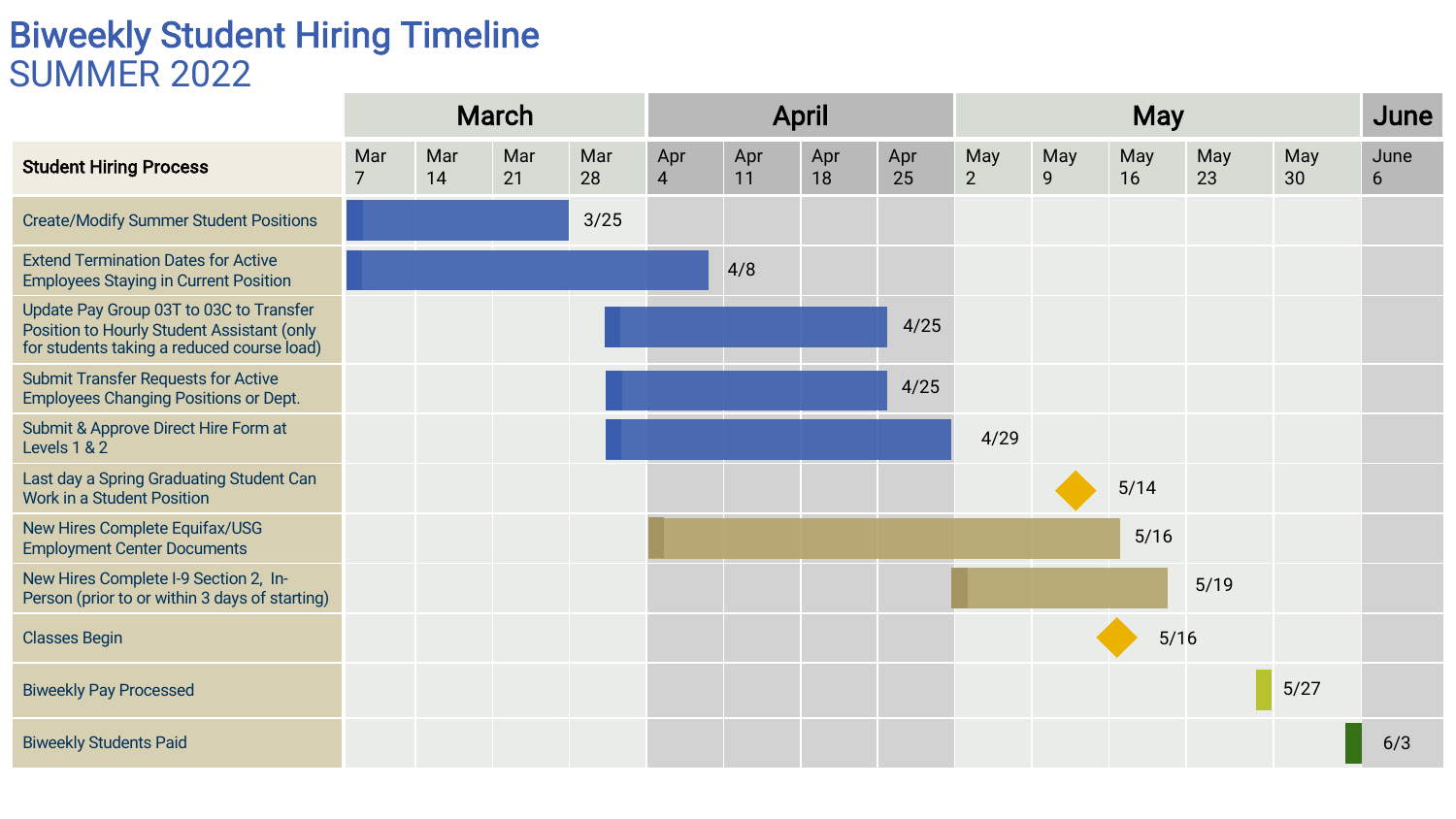# Biweekly Student Hiring Timeline

## SUMMER 2022

March | April | May | June

Student Hiring Process

Mar 7 | Mar 14 | Mar 21 | Mar 28 | Apr 4 | Apr 11 | Apr 18 | Apr 25 | May 2 | May 9 | May 16 | May 23 | May 30 | June 6

Create/Modify Summer Student Positions — 3/25

Extend Termination Dates for Active Employees Staying in Current Position — 4/8

Update Pay Group 03T to 03C to Transfer Position to Hourly Student Assistant (only for students taking a reduced course load) — 4/25

Submit Transfer Requests for Active Employees Changing Positions or Dept. — 4/25

Submit & Approve Direct Hire Form at Levels 1 & 2 — 4/29

Last day a Spring Graduating Student Can Work in a Student Position — 5/14

New Hires Complete Equifax/USG Employment Center Documents — 5/16

New Hires Complete I-9 Section 2, In-Person (prior to or within 3 days of starting) — 5/19

Classes Begin — 5/16

Biweekly Pay Processed — 5/27

Biweekly Students Paid — 6/3